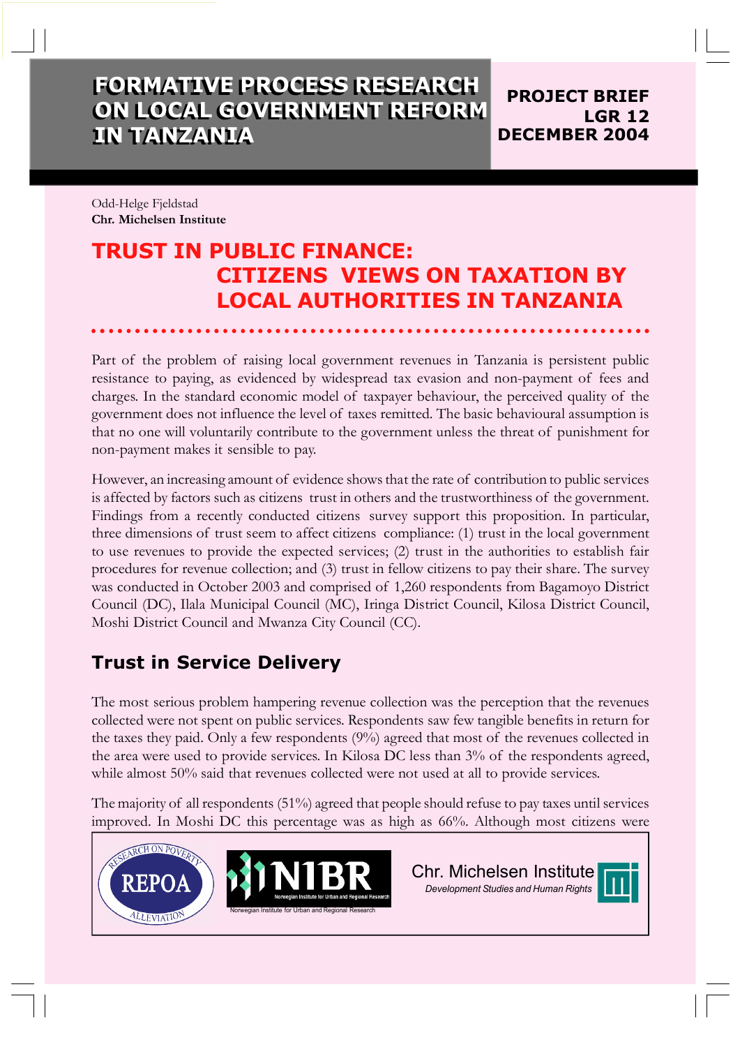# FORMATIVE PROCESS RESEARCH ON LOCAL GOVERNMENT REFORM IN TANZANIA

**PROJECT BRIEF**
**LGR 12**
**DECEMBER 2004**

Odd-Helge Fjeldstad
**Chr. Michelsen Institute**

## TRUST IN PUBLIC FINANCE: CITIZENS VIEWS ON TAXATION BY LOCAL AUTHORITIES IN TANZANIA

Part of the problem of raising local government revenues in Tanzania is persistent public resistance to paying, as evidenced by widespread tax evasion and non-payment of fees and charges. In the standard economic model of taxpayer behaviour, the perceived quality of the government does not influence the level of taxes remitted. The basic behavioural assumption is that no one will voluntarily contribute to the government unless the threat of punishment for non-payment makes it sensible to pay.

However, an increasing amount of evidence shows that the rate of contribution to public services is affected by factors such as citizens trust in others and the trustworthiness of the government. Findings from a recently conducted citizens survey support this proposition. In particular, three dimensions of trust seem to affect citizens compliance: (1) trust in the local government to use revenues to provide the expected services; (2) trust in the authorities to establish fair procedures for revenue collection; and (3) trust in fellow citizens to pay their share. The survey was conducted in October 2003 and comprised of 1,260 respondents from Bagamoyo District Council (DC), Ilala Municipal Council (MC), Iringa District Council, Kilosa District Council, Moshi District Council and Mwanza City Council (CC).

### Trust in Service Delivery

The most serious problem hampering revenue collection was the perception that the revenues collected were not spent on public services. Respondents saw few tangible benefits in return for the taxes they paid. Only a few respondents (9%) agreed that most of the revenues collected in the area were used to provide services. In Kilosa DC less than 3% of the respondents agreed, while almost 50% said that revenues collected were not used at all to provide services.

The majority of all respondents (51%) agreed that people should refuse to pay taxes until services improved. In Moshi DC this percentage was as high as 66%. Although most citizens were

REPOA — Research on Poverty Alleviation | NIBR — Norwegian Institute for Urban and Regional Research | Chr. Michelsen Institute — Development Studies and Human Rights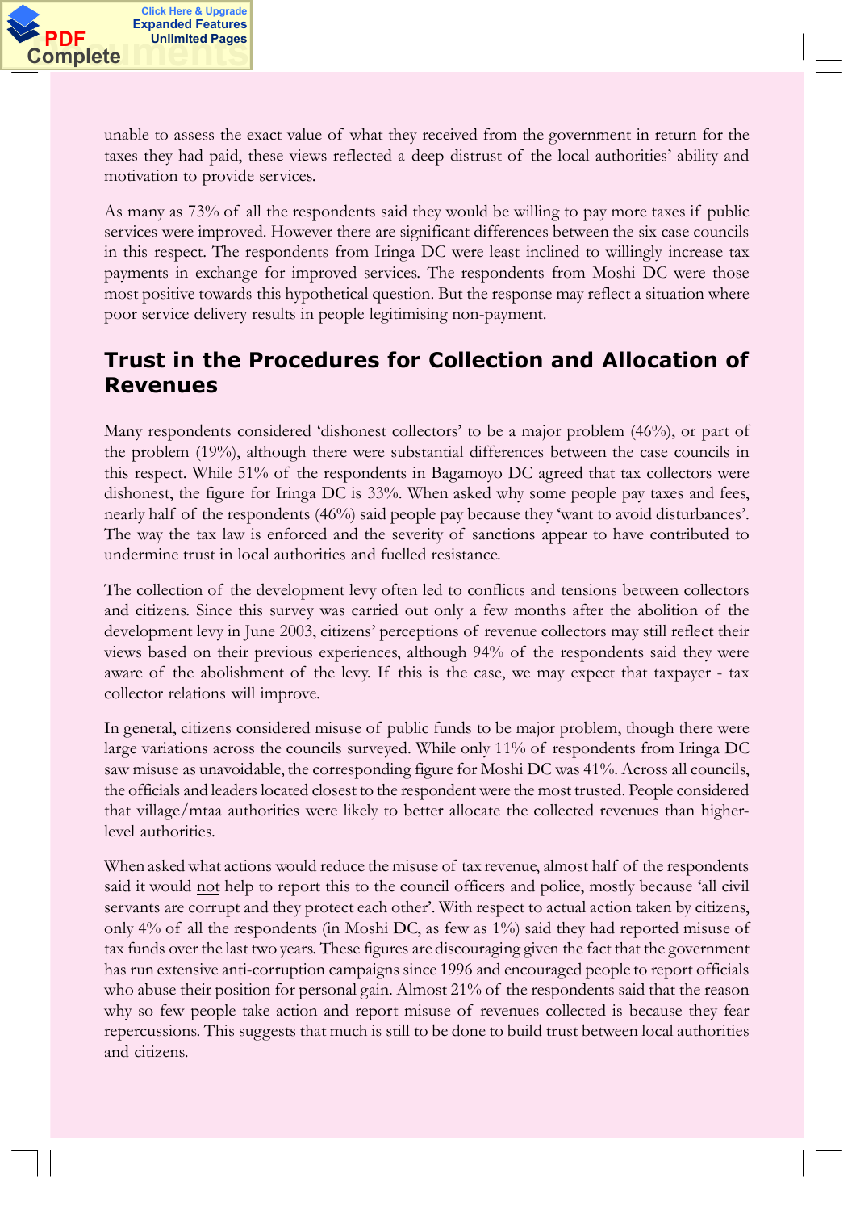unable to assess the exact value of what they received from the government in return for the taxes they had paid, these views reflected a deep distrust of the local authorities' ability and motivation to provide services.

As many as 73% of all the respondents said they would be willing to pay more taxes if public services were improved. However there are significant differences between the six case councils in this respect. The respondents from Iringa DC were least inclined to willingly increase tax payments in exchange for improved services. The respondents from Moshi DC were those most positive towards this hypothetical question. But the response may reflect a situation where poor service delivery results in people legitimising non-payment.

## Trust in the Procedures for Collection and Allocation of Revenues

Many respondents considered 'dishonest collectors' to be a major problem (46%), or part of the problem (19%), although there were substantial differences between the case councils in this respect. While 51% of the respondents in Bagamoyo DC agreed that tax collectors were dishonest, the figure for Iringa DC is 33%. When asked why some people pay taxes and fees, nearly half of the respondents (46%) said people pay because they 'want to avoid disturbances'. The way the tax law is enforced and the severity of sanctions appear to have contributed to undermine trust in local authorities and fuelled resistance.

The collection of the development levy often led to conflicts and tensions between collectors and citizens. Since this survey was carried out only a few months after the abolition of the development levy in June 2003, citizens' perceptions of revenue collectors may still reflect their views based on their previous experiences, although 94% of the respondents said they were aware of the abolishment of the levy. If this is the case, we may expect that taxpayer - tax collector relations will improve.

In general, citizens considered misuse of public funds to be major problem, though there were large variations across the councils surveyed. While only 11% of respondents from Iringa DC saw misuse as unavoidable, the corresponding figure for Moshi DC was 41%. Across all councils, the officials and leaders located closest to the respondent were the most trusted. People considered that village/mtaa authorities were likely to better allocate the collected revenues than higher-level authorities.

When asked what actions would reduce the misuse of tax revenue, almost half of the respondents said it would <u>not</u> help to report this to the council officers and police, mostly because 'all civil servants are corrupt and they protect each other'. With respect to actual action taken by citizens, only 4% of all the respondents (in Moshi DC, as few as 1%) said they had reported misuse of tax funds over the last two years. These figures are discouraging given the fact that the government has run extensive anti-corruption campaigns since 1996 and encouraged people to report officials who abuse their position for personal gain. Almost 21% of the respondents said that the reason why so few people take action and report misuse of revenues collected is because they fear repercussions. This suggests that much is still to be done to build trust between local authorities and citizens.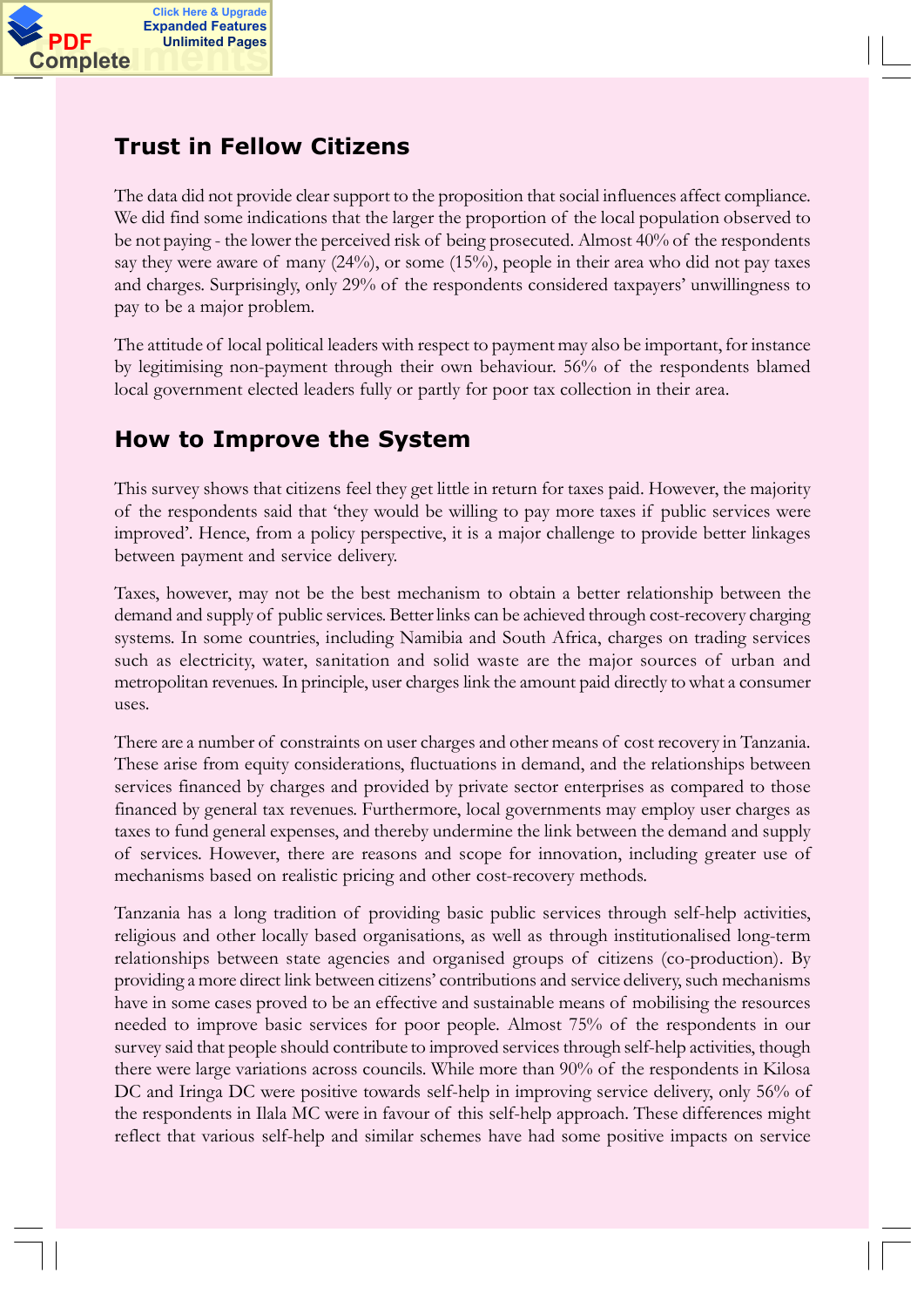## Trust in Fellow Citizens

The data did not provide clear support to the proposition that social influences affect compliance. We did find some indications that the larger the proportion of the local population observed to be not paying - the lower the perceived risk of being prosecuted. Almost 40% of the respondents say they were aware of many (24%), or some (15%), people in their area who did not pay taxes and charges. Surprisingly, only 29% of the respondents considered taxpayers' unwillingness to pay to be a major problem.

The attitude of local political leaders with respect to payment may also be important, for instance by legitimising non-payment through their own behaviour. 56% of the respondents blamed local government elected leaders fully or partly for poor tax collection in their area.

## How to Improve the System

This survey shows that citizens feel they get little in return for taxes paid. However, the majority of the respondents said that 'they would be willing to pay more taxes if public services were improved'. Hence, from a policy perspective, it is a major challenge to provide better linkages between payment and service delivery.

Taxes, however, may not be the best mechanism to obtain a better relationship between the demand and supply of public services. Better links can be achieved through cost-recovery charging systems. In some countries, including Namibia and South Africa, charges on trading services such as electricity, water, sanitation and solid waste are the major sources of urban and metropolitan revenues. In principle, user charges link the amount paid directly to what a consumer uses.

There are a number of constraints on user charges and other means of cost recovery in Tanzania. These arise from equity considerations, fluctuations in demand, and the relationships between services financed by charges and provided by private sector enterprises as compared to those financed by general tax revenues. Furthermore, local governments may employ user charges as taxes to fund general expenses, and thereby undermine the link between the demand and supply of services. However, there are reasons and scope for innovation, including greater use of mechanisms based on realistic pricing and other cost-recovery methods.

Tanzania has a long tradition of providing basic public services through self-help activities, religious and other locally based organisations, as well as through institutionalised long-term relationships between state agencies and organised groups of citizens (co-production). By providing a more direct link between citizens' contributions and service delivery, such mechanisms have in some cases proved to be an effective and sustainable means of mobilising the resources needed to improve basic services for poor people. Almost 75% of the respondents in our survey said that people should contribute to improved services through self-help activities, though there were large variations across councils. While more than 90% of the respondents in Kilosa DC and Iringa DC were positive towards self-help in improving service delivery, only 56% of the respondents in Ilala MC were in favour of this self-help approach. These differences might reflect that various self-help and similar schemes have had some positive impacts on service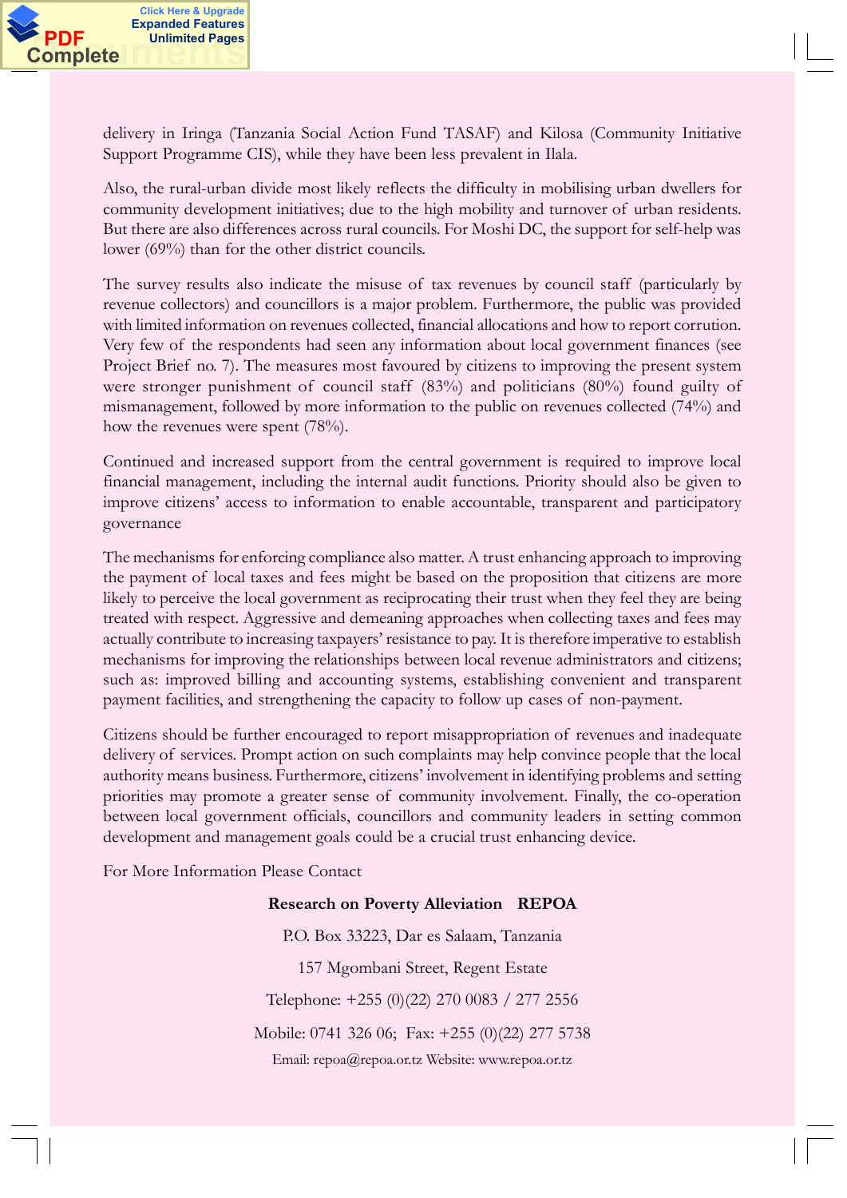delivery in Iringa (Tanzania Social Action Fund TASAF) and Kilosa (Community Initiative Support Programme CIS), while they have been less prevalent in Ilala.

Also, the rural-urban divide most likely reflects the difficulty in mobilising urban dwellers for community development initiatives; due to the high mobility and turnover of urban residents. But there are also differences across rural councils. For Moshi DC, the support for self-help was lower (69%) than for the other district councils.

The survey results also indicate the misuse of tax revenues by council staff (particularly by revenue collectors) and councillors is a major problem. Furthermore, the public was provided with limited information on revenues collected, financial allocations and how to report corrution. Very few of the respondents had seen any information about local government finances (see Project Brief no. 7). The measures most favoured by citizens to improving the present system were stronger punishment of council staff (83%) and politicians (80%) found guilty of mismanagement, followed by more information to the public on revenues collected (74%) and how the revenues were spent (78%).

Continued and increased support from the central government is required to improve local financial management, including the internal audit functions. Priority should also be given to improve citizens' access to information to enable accountable, transparent and participatory governance

The mechanisms for enforcing compliance also matter. A trust enhancing approach to improving the payment of local taxes and fees might be based on the proposition that citizens are more likely to perceive the local government as reciprocating their trust when they feel they are being treated with respect. Aggressive and demeaning approaches when collecting taxes and fees may actually contribute to increasing taxpayers' resistance to pay. It is therefore imperative to establish mechanisms for improving the relationships between local revenue administrators and citizens; such as: improved billing and accounting systems, establishing convenient and transparent payment facilities, and strengthening the capacity to follow up cases of non-payment.

Citizens should be further encouraged to report misappropriation of revenues and inadequate delivery of services. Prompt action on such complaints may help convince people that the local authority means business. Furthermore, citizens' involvement in identifying problems and setting priorities may promote a greater sense of community involvement. Finally, the co-operation between local government officials, councillors and community leaders in setting common development and management goals could be a crucial trust enhancing device.

For More Information Please Contact

**Research on Poverty Alleviation REPOA**

P.O. Box 33223, Dar es Salaam, Tanzania

157 Mgombani Street, Regent Estate

Telephone: +255 (0)(22) 270 0083 / 277 2556

Mobile: 0741 326 06; Fax: +255 (0)(22) 277 5738

Email: repoa@repoa.or.tz Website: www.repoa.or.tz